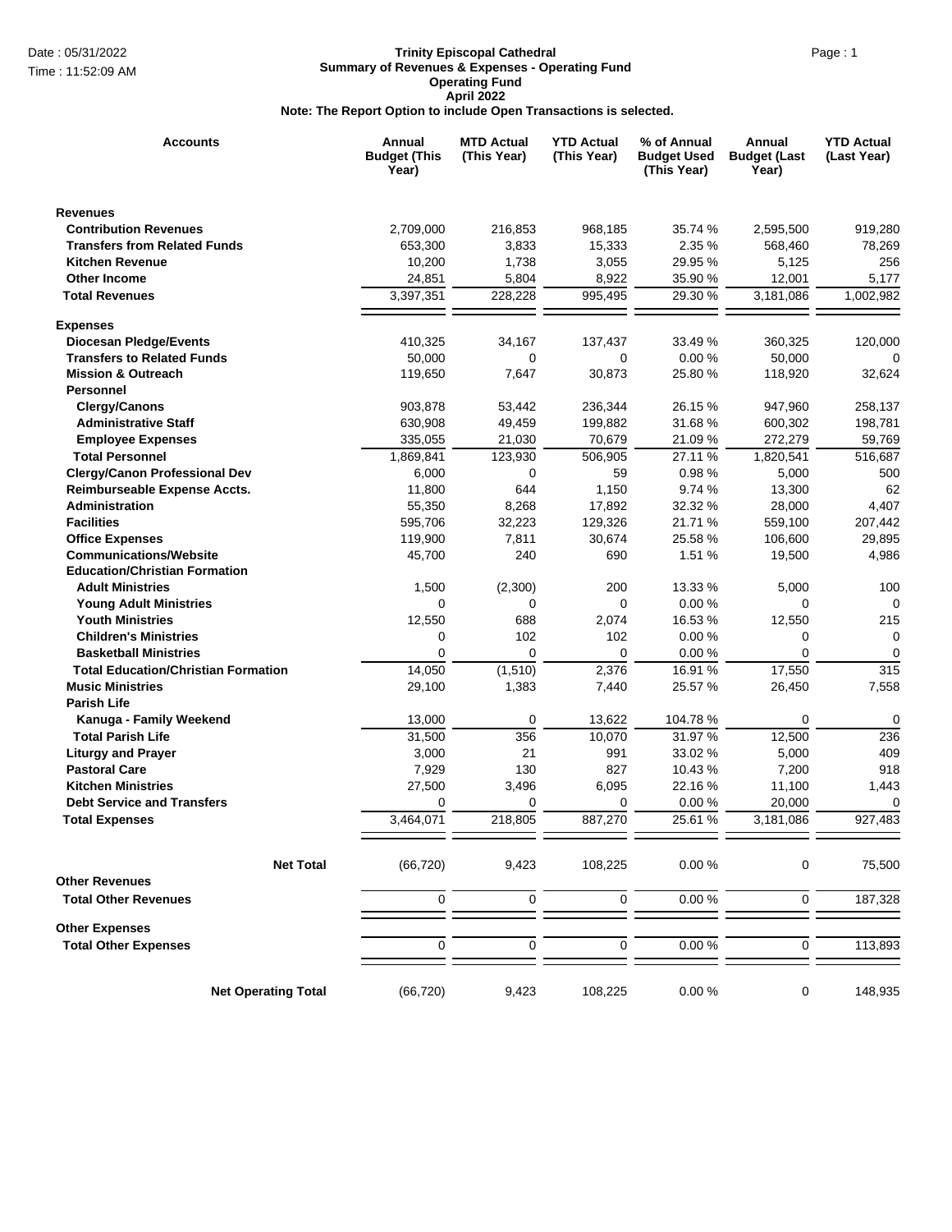Date : 05/31/2022

Time : 11:52:09 AM

# Trinity Episcopal Cathedral

## Summary of Revenues & Expenses - Operating Fund

**Operating Fund**

**April 2022**

**Note: The Report Option to include Open Transactions is selected.**

| Accounts | Annual Budget (This Year) | MTD Actual (This Year) | YTD Actual (This Year) | % of Annual Budget Used (This Year) | Annual Budget (Last Year) | YTD Actual (Last Year) |
|---|---|---|---|---|---|---|
| **Revenues** | | | | | | |
| **Contribution Revenues** | 2,709,000 | 216,853 | 968,185 | 35.74 % | 2,595,500 | 919,280 |
| **Transfers from Related Funds** | 653,300 | 3,833 | 15,333 | 2.35 % | 568,460 | 78,269 |
| **Kitchen Revenue** | 10,200 | 1,738 | 3,055 | 29.95 % | 5,125 | 256 |
| **Other Income** | 24,851 | 5,804 | 8,922 | 35.90 % | 12,001 | 5,177 |
| **Total Revenues** | 3,397,351 | 228,228 | 995,495 | 29.30 % | 3,181,086 | 1,002,982 |
| **Expenses** | | | | | | |
| **Diocesan Pledge/Events** | 410,325 | 34,167 | 137,437 | 33.49 % | 360,325 | 120,000 |
| **Transfers to Related Funds** | 50,000 | 0 | 0 | 0.00 % | 50,000 | 0 |
| **Mission & Outreach** | 119,650 | 7,647 | 30,873 | 25.80 % | 118,920 | 32,624 |
| **Personnel** | | | | | | |
| **Clergy/Canons** | 903,878 | 53,442 | 236,344 | 26.15 % | 947,960 | 258,137 |
| **Administrative Staff** | 630,908 | 49,459 | 199,882 | 31.68 % | 600,302 | 198,781 |
| **Employee Expenses** | 335,055 | 21,030 | 70,679 | 21.09 % | 272,279 | 59,769 |
| **Total Personnel** | 1,869,841 | 123,930 | 506,905 | 27.11 % | 1,820,541 | 516,687 |
| **Clergy/Canon Professional Dev** | 6,000 | 0 | 59 | 0.98 % | 5,000 | 500 |
| **Reimburseable Expense Accts.** | 11,800 | 644 | 1,150 | 9.74 % | 13,300 | 62 |
| **Administration** | 55,350 | 8,268 | 17,892 | 32.32 % | 28,000 | 4,407 |
| **Facilities** | 595,706 | 32,223 | 129,326 | 21.71 % | 559,100 | 207,442 |
| **Office Expenses** | 119,900 | 7,811 | 30,674 | 25.58 % | 106,600 | 29,895 |
| **Communications/Website** | 45,700 | 240 | 690 | 1.51 % | 19,500 | 4,986 |
| **Education/Christian Formation** | | | | | | |
| **Adult Ministries** | 1,500 | (2,300) | 200 | 13.33 % | 5,000 | 100 |
| **Young Adult Ministries** | 0 | 0 | 0 | 0.00 % | 0 | 0 |
| **Youth Ministries** | 12,550 | 688 | 2,074 | 16.53 % | 12,550 | 215 |
| **Children's Ministries** | 0 | 102 | 102 | 0.00 % | 0 | 0 |
| **Basketball Ministries** | 0 | 0 | 0 | 0.00 % | 0 | 0 |
| **Total Education/Christian Formation** | 14,050 | (1,510) | 2,376 | 16.91 % | 17,550 | 315 |
| **Music Ministries** | 29,100 | 1,383 | 7,440 | 25.57 % | 26,450 | 7,558 |
| **Parish Life** | | | | | | |
| **Kanuga - Family Weekend** | 13,000 | 0 | 13,622 | 104.78 % | 0 | 0 |
| **Total Parish Life** | 31,500 | 356 | 10,070 | 31.97 % | 12,500 | 236 |
| **Liturgy and Prayer** | 3,000 | 21 | 991 | 33.02 % | 5,000 | 409 |
| **Pastoral Care** | 7,929 | 130 | 827 | 10.43 % | 7,200 | 918 |
| **Kitchen Ministries** | 27,500 | 3,496 | 6,095 | 22.16 % | 11,100 | 1,443 |
| **Debt Service and Transfers** | 0 | 0 | 0 | 0.00 % | 20,000 | 0 |
| **Total Expenses** | 3,464,071 | 218,805 | 887,270 | 25.61 % | 3,181,086 | 927,483 |
| **Net Total** | (66,720) | 9,423 | 108,225 | 0.00 % | 0 | 75,500 |
| **Other Revenues** | | | | | | |
| **Total Other Revenues** | 0 | 0 | 0 | 0.00 % | 0 | 187,328 |
| **Other Expenses** | | | | | | |
| **Total Other Expenses** | 0 | 0 | 0 | 0.00 % | 0 | 113,893 |
| **Net Operating Total** | (66,720) | 9,423 | 108,225 | 0.00 % | 0 | 148,935 |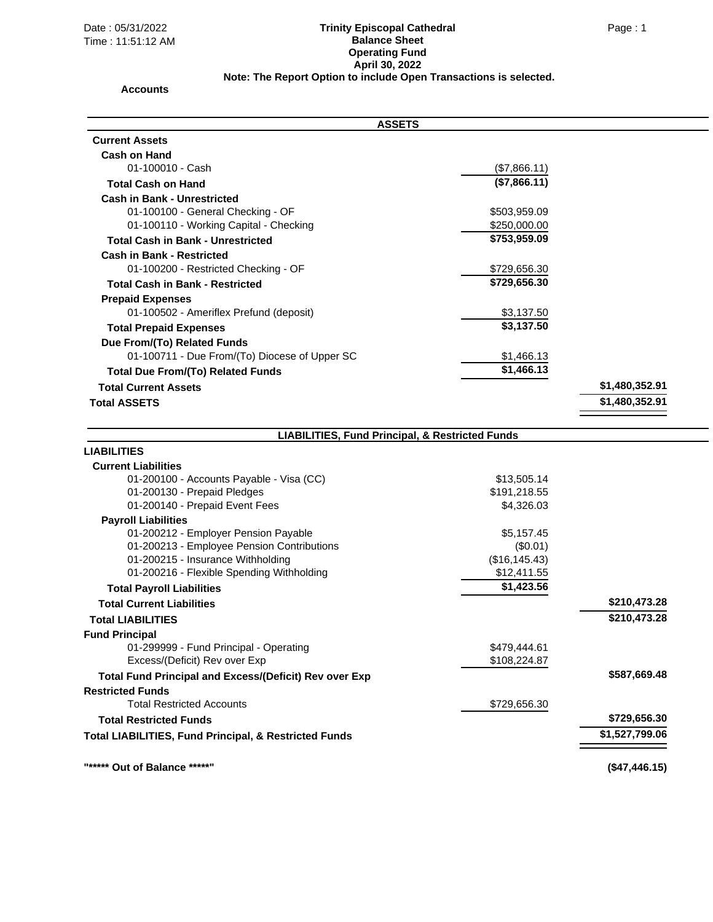Date : 05/31/2022
Time : 11:51:12 AM

# Trinity Episcopal Cathedral
## Balance Sheet
## Operating Fund
## April 30, 2022

**Note: The Report Option to include Open Transactions is selected.**

**Accounts**

| | | |
|---|---|---|
| **ASSETS** | | |
| **Current Assets** | | |
| **Cash on Hand** | | |
| 01-100010 - Cash | ($7,866.11) | |
| **Total Cash on Hand** | **($7,866.11)** | |
| **Cash in Bank - Unrestricted** | | |
| 01-100100 - General Checking - OF | $503,959.09 | |
| 01-100110 - Working Capital - Checking | $250,000.00 | |
| **Total Cash in Bank - Unrestricted** | **$753,959.09** | |
| **Cash in Bank - Restricted** | | |
| 01-100200 - Restricted Checking - OF | $729,656.30 | |
| **Total Cash in Bank - Restricted** | **$729,656.30** | |
| **Prepaid Expenses** | | |
| 01-100502 - Ameriflex Prefund (deposit) | $3,137.50 | |
| **Total Prepaid Expenses** | **$3,137.50** | |
| **Due From/(To) Related Funds** | | |
| 01-100711 - Due From/(To) Diocese of Upper SC | $1,466.13 | |
| **Total Due From/(To) Related Funds** | **$1,466.13** | |
| **Total Current Assets** | | **$1,480,352.91** |
| **Total ASSETS** | | **$1,480,352.91** |

| | | |
|---|---|---|
| **LIABILITIES, Fund Principal, & Restricted Funds** | | |
| **LIABILITIES** | | |
| **Current Liabilities** | | |
| 01-200100 - Accounts Payable - Visa (CC) | $13,505.14 | |
| 01-200130 - Prepaid Pledges | $191,218.55 | |
| 01-200140 - Prepaid Event Fees | $4,326.03 | |
| **Payroll Liabilities** | | |
| 01-200212 - Employer Pension Payable | $5,157.45 | |
| 01-200213 - Employee Pension Contributions | ($0.01) | |
| 01-200215 - Insurance Withholding | ($16,145.43) | |
| 01-200216 - Flexible Spending Withholding | $12,411.55 | |
| **Total Payroll Liabilities** | **$1,423.56** | |
| **Total Current Liabilities** | | **$210,473.28** |
| **Total LIABILITIES** | | **$210,473.28** |
| **Fund Principal** | | |
| 01-299999 - Fund Principal - Operating | $479,444.61 | |
| Excess/(Deficit) Rev over Exp | $108,224.87 | |
| **Total Fund Principal and Excess/(Deficit) Rev over Exp** | | **$587,669.48** |
| **Restricted Funds** | | |
| Total Restricted Accounts | $729,656.30 | |
| **Total Restricted Funds** | | **$729,656.30** |
| **Total LIABILITIES, Fund Principal, & Restricted Funds** | | **$1,527,799.06** |
| **"***** Out of Balance *****"** | | **($47,446.15)** |